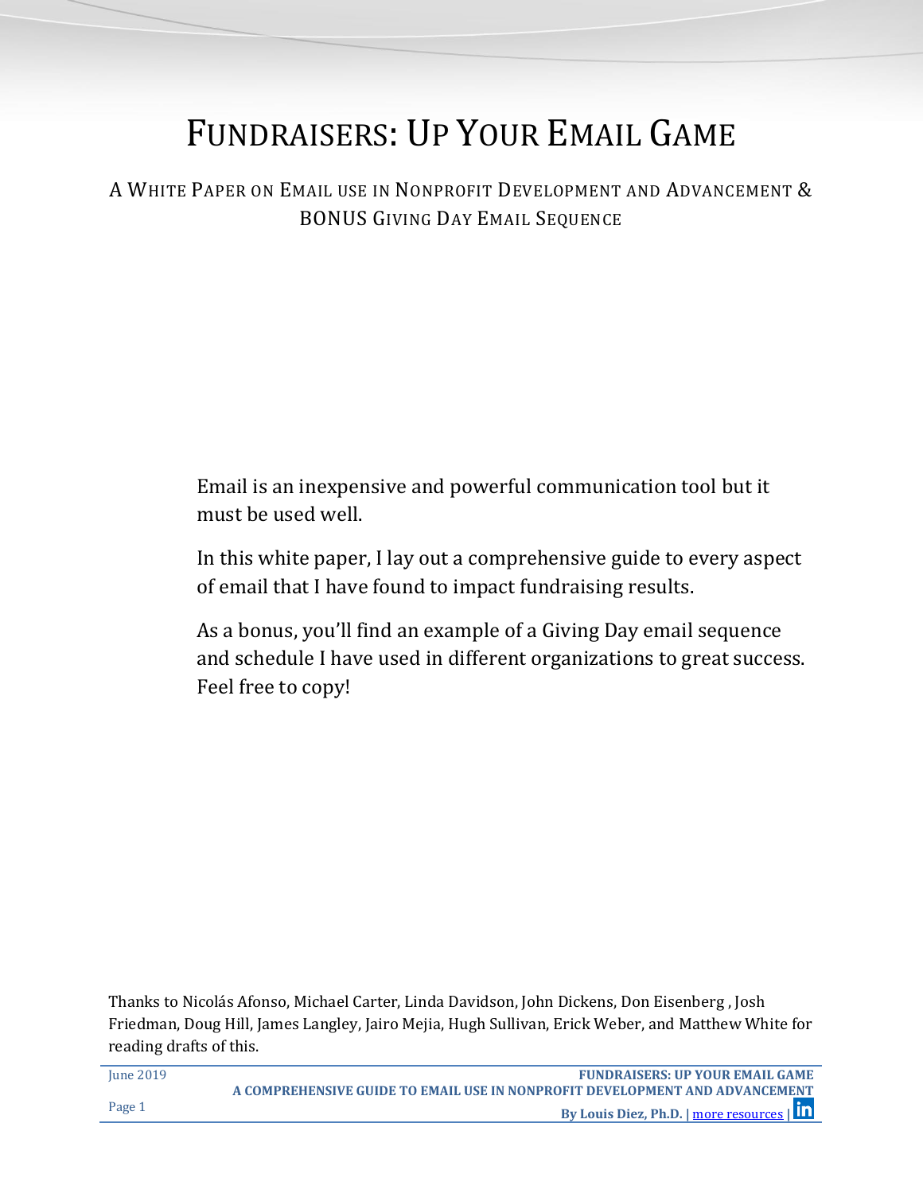# Fundraisers: Up Your Email Game

A White Paper on Email use in Nonprofit Development and Advancement & BONUS Giving Day Email Sequence

Email is an inexpensive and powerful communication tool but it must be used well.

In this white paper, I lay out a comprehensive guide to every aspect of email that I have found to impact fundraising results.

As a bonus, you'll find an example of a Giving Day email sequence and schedule I have used in different organizations to great success. Feel free to copy!

Thanks to Nicolás Afonso, Michael Carter, Linda Davidson, John Dickens, Don Eisenberg , Josh Friedman, Doug Hill, James Langley, Jairo Mejia, Hugh Sullivan, Erick Weber, and Matthew White for reading drafts of this.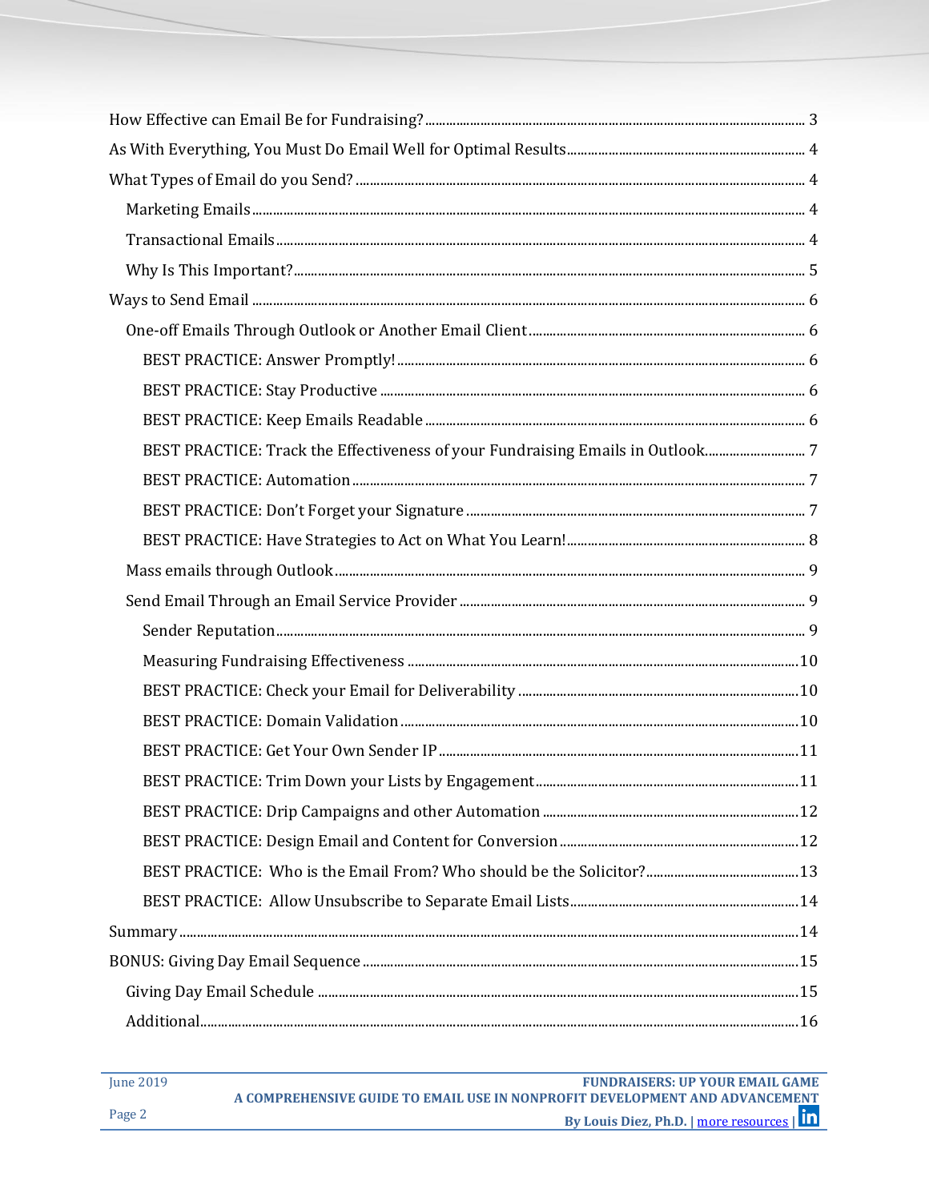- How Effective can Email Be for Fundraising? ..... 3
- As With Everything, You Must Do Email Well for Optimal Results ..... 4
- What Types of Email do you Send? ..... 4
  - Marketing Emails ..... 4
  - Transactional Emails ..... 4
  - Why Is This Important? ..... 5
- Ways to Send Email ..... 6
  - One-off Emails Through Outlook or Another Email Client ..... 6
    - BEST PRACTICE: Answer Promptly! ..... 6
    - BEST PRACTICE: Stay Productive ..... 6
    - BEST PRACTICE: Keep Emails Readable ..... 6
    - BEST PRACTICE: Track the Effectiveness of your Fundraising Emails in Outlook ..... 7
    - BEST PRACTICE: Automation ..... 7
    - BEST PRACTICE: Don't Forget your Signature ..... 7
    - BEST PRACTICE: Have Strategies to Act on What You Learn! ..... 8
  - Mass emails through Outlook ..... 9
  - Send Email Through an Email Service Provider ..... 9
    - Sender Reputation ..... 9
    - Measuring Fundraising Effectiveness ..... 10
    - BEST PRACTICE: Check your Email for Deliverability ..... 10
    - BEST PRACTICE: Domain Validation ..... 10
    - BEST PRACTICE: Get Your Own Sender IP ..... 11
    - BEST PRACTICE: Trim Down your Lists by Engagement ..... 11
    - BEST PRACTICE: Drip Campaigns and other Automation ..... 12
    - BEST PRACTICE: Design Email and Content for Conversion ..... 12
    - BEST PRACTICE: Who is the Email From? Who should be the Solicitor? ..... 13
    - BEST PRACTICE: Allow Unsubscribe to Separate Email Lists ..... 14
- Summary ..... 14
- BONUS: Giving Day Email Sequence ..... 15
  - Giving Day Email Schedule ..... 15
  - Additional ..... 16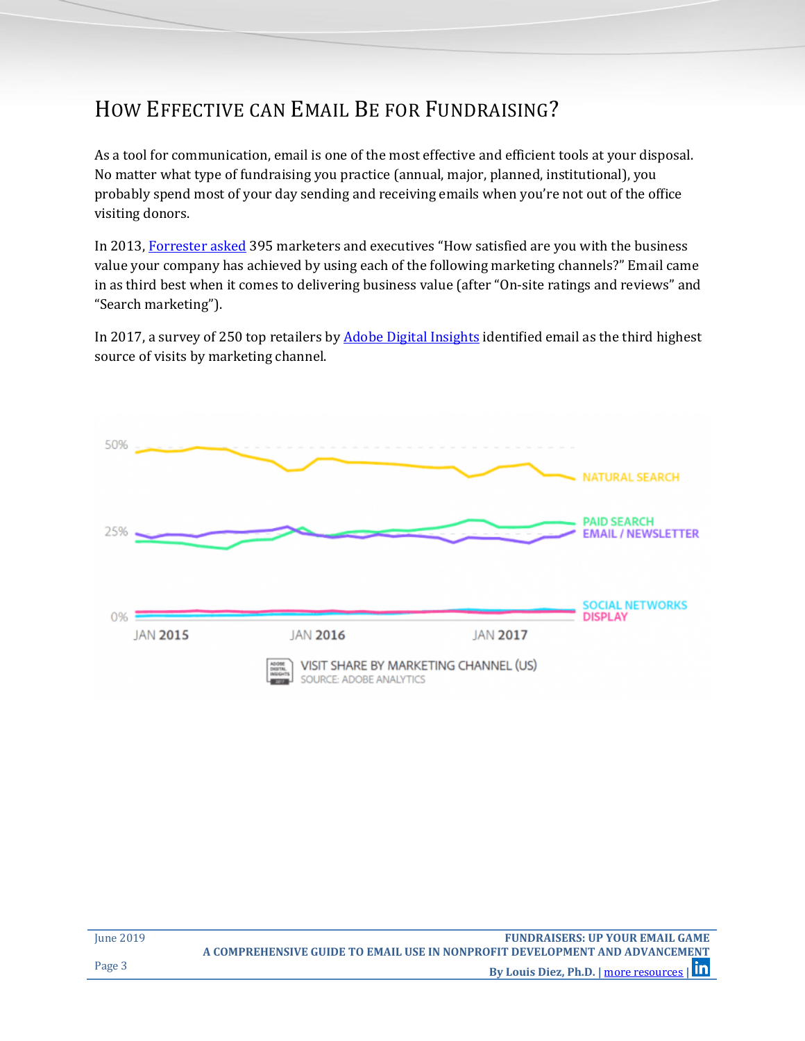# How Effective can Email Be for Fundraising?

As a tool for communication, email is one of the most effective and efficient tools at your disposal. No matter what type of fundraising you practice (annual, major, planned, institutional), you probably spend most of your day sending and receiving emails when you're not out of the office visiting donors.

In 2013, [Forrester asked](#) 395 marketers and executives "How satisfied are you with the business value your company has achieved by using each of the following marketing channels?" Email came in as third best when it comes to delivering business value (after "On-site ratings and reviews" and "Search marketing").

In 2017, a survey of 250 top retailers by [Adobe Digital Insights](#) identified email as the third highest source of visits by marketing channel.

VISIT SHARE BY MARKETING CHANNEL (US)
SOURCE: ADOBE ANALYTICS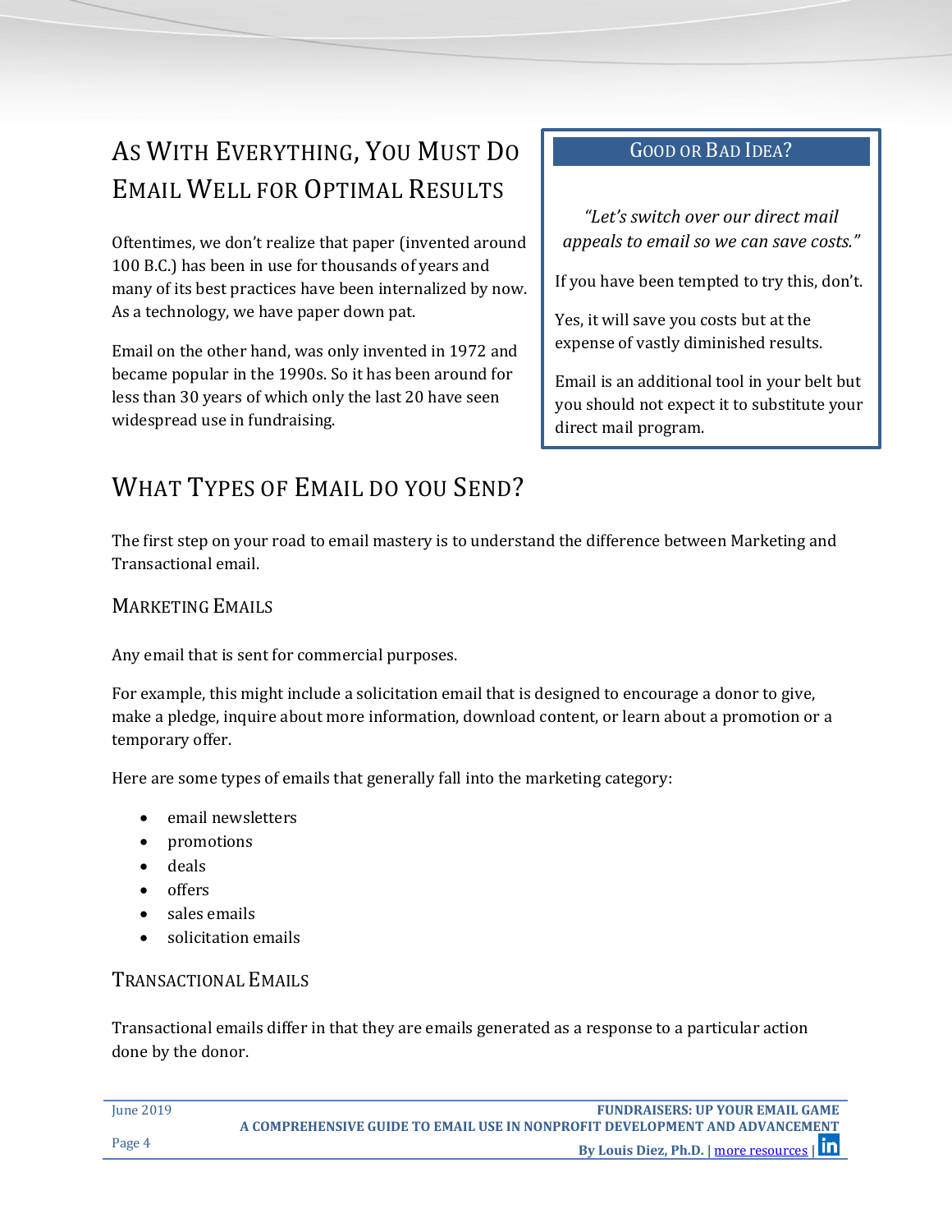## As With Everything, You Must Do Email Well for Optimal Results

Oftentimes, we don't realize that paper (invented around 100 B.C.) has been in use for thousands of years and many of its best practices have been internalized by now. As a technology, we have paper down pat.

Email on the other hand, was only invented in 1972 and became popular in the 1990s. So it has been around for less than 30 years of which only the last 20 have seen widespread use in fundraising.

> **Good or Bad Idea?**
>
> *"Let's switch over our direct mail appeals to email so we can save costs."*
>
> If you have been tempted to try this, don't.
>
> Yes, it will save you costs but at the expense of vastly diminished results.
>
> Email is an additional tool in your belt but you should not expect it to substitute your direct mail program.

## What Types of Email do you Send?

The first step on your road to email mastery is to understand the difference between Marketing and Transactional email.

### Marketing Emails

Any email that is sent for commercial purposes.

For example, this might include a solicitation email that is designed to encourage a donor to give, make a pledge, inquire about more information, download content, or learn about a promotion or a temporary offer.

Here are some types of emails that generally fall into the marketing category:

- email newsletters
- promotions
- deals
- offers
- sales emails
- solicitation emails

### Transactional Emails

Transactional emails differ in that they are emails generated as a response to a particular action done by the donor.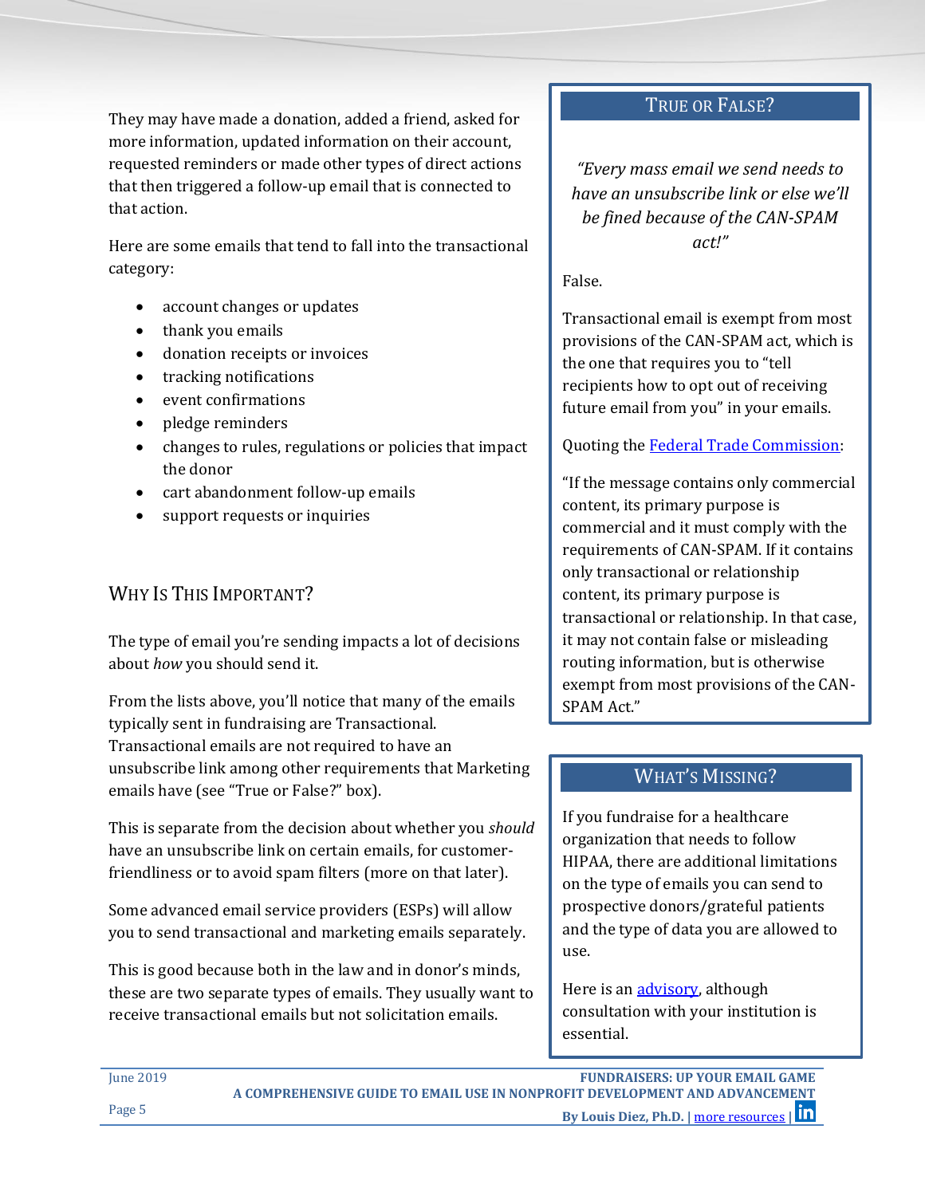They may have made a donation, added a friend, asked for more information, updated information on their account, requested reminders or made other types of direct actions that then triggered a follow-up email that is connected to that action.

Here are some emails that tend to fall into the transactional category:

- account changes or updates
- thank you emails
- donation receipts or invoices
- tracking notifications
- event confirmations
- pledge reminders
- changes to rules, regulations or policies that impact the donor
- cart abandonment follow-up emails
- support requests or inquiries

## Why Is This Important?

The type of email you're sending impacts a lot of decisions about *how* you should send it.

From the lists above, you'll notice that many of the emails typically sent in fundraising are Transactional. Transactional emails are not required to have an unsubscribe link among other requirements that Marketing emails have (see "True or False?" box).

This is separate from the decision about whether you *should* have an unsubscribe link on certain emails, for customer-friendliness or to avoid spam filters (more on that later).

Some advanced email service providers (ESPs) will allow you to send transactional and marketing emails separately.

This is good because both in the law and in donor's minds, these are two separate types of emails. They usually want to receive transactional emails but not solicitation emails.

### True or False?

*"Every mass email we send needs to have an unsubscribe link or else we'll be fined because of the CAN-SPAM act!"*

False.

Transactional email is exempt from most provisions of the CAN-SPAM act, which is the one that requires you to "tell recipients how to opt out of receiving future email from you" in your emails.

Quoting the [Federal Trade Commission](#):

"If the message contains only commercial content, its primary purpose is commercial and it must comply with the requirements of CAN-SPAM. If it contains only transactional or relationship content, its primary purpose is transactional or relationship. In that case, it may not contain false or misleading routing information, but is otherwise exempt from most provisions of the CAN-SPAM Act."

### What's Missing?

If you fundraise for a healthcare organization that needs to follow HIPAA, there are additional limitations on the type of emails you can send to prospective donors/grateful patients and the type of data you are allowed to use.

Here is an [advisory](#), although consultation with your institution is essential.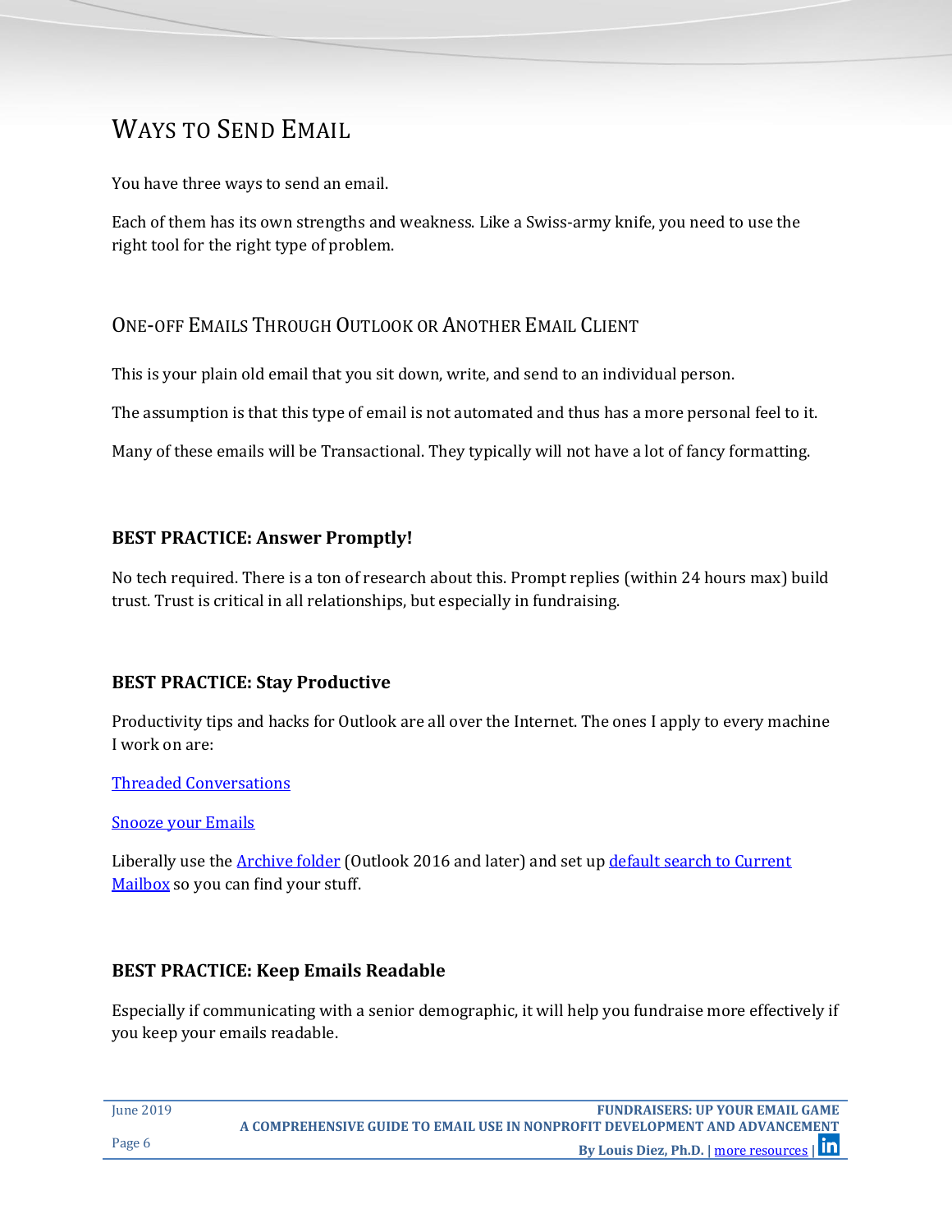# Ways to Send Email

You have three ways to send an email.

Each of them has its own strengths and weakness. Like a Swiss-army knife, you need to use the right tool for the right type of problem.

## One-off Emails Through Outlook or Another Email Client

This is your plain old email that you sit down, write, and send to an individual person.

The assumption is that this type of email is not automated and thus has a more personal feel to it.

Many of these emails will be Transactional. They typically will not have a lot of fancy formatting.

### BEST PRACTICE: Answer Promptly!

No tech required. There is a ton of research about this. Prompt replies (within 24 hours max) build trust. Trust is critical in all relationships, but especially in fundraising.

### BEST PRACTICE: Stay Productive

Productivity tips and hacks for Outlook are all over the Internet. The ones I apply to every machine I work on are:

Threaded Conversations

Snooze your Emails

Liberally use the Archive folder (Outlook 2016 and later) and set up default search to Current Mailbox so you can find your stuff.

### BEST PRACTICE: Keep Emails Readable

Especially if communicating with a senior demographic, it will help you fundraise more effectively if you keep your emails readable.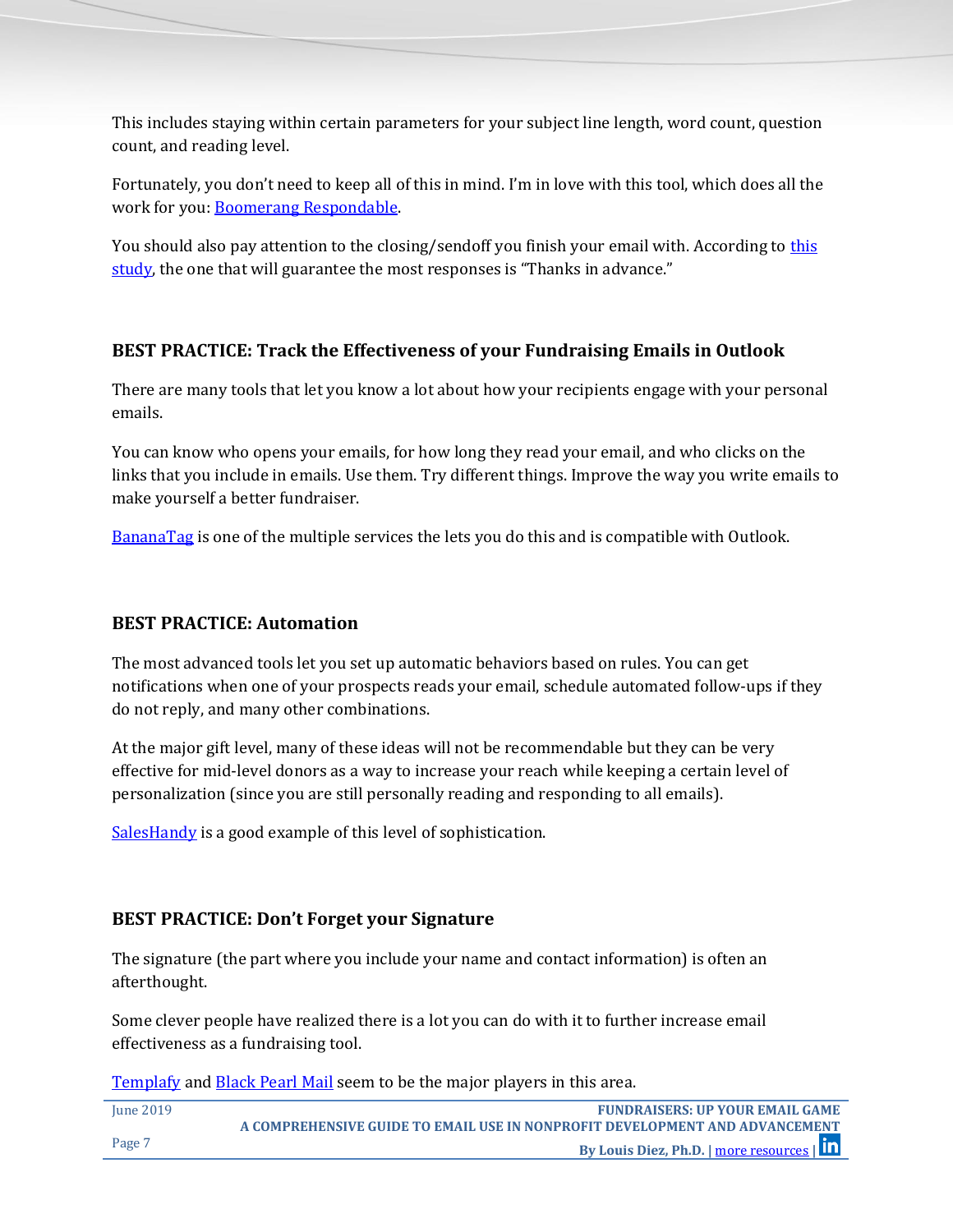This includes staying within certain parameters for your subject line length, word count, question count, and reading level.

Fortunately, you don't need to keep all of this in mind. I'm in love with this tool, which does all the work for you: Boomerang Respondable.

You should also pay attention to the closing/sendoff you finish your email with. According to this study, the one that will guarantee the most responses is "Thanks in advance."

### BEST PRACTICE: Track the Effectiveness of your Fundraising Emails in Outlook

There are many tools that let you know a lot about how your recipients engage with your personal emails.

You can know who opens your emails, for how long they read your email, and who clicks on the links that you include in emails. Use them. Try different things. Improve the way you write emails to make yourself a better fundraiser.

BananaTag is one of the multiple services the lets you do this and is compatible with Outlook.

### BEST PRACTICE: Automation

The most advanced tools let you set up automatic behaviors based on rules. You can get notifications when one of your prospects reads your email, schedule automated follow-ups if they do not reply, and many other combinations.

At the major gift level, many of these ideas will not be recommendable but they can be very effective for mid-level donors as a way to increase your reach while keeping a certain level of personalization (since you are still personally reading and responding to all emails).

SalesHandy is a good example of this level of sophistication.

### BEST PRACTICE: Don't Forget your Signature

The signature (the part where you include your name and contact information) is often an afterthought.

Some clever people have realized there is a lot you can do with it to further increase email effectiveness as a fundraising tool.

Templafy and Black Pearl Mail seem to be the major players in this area.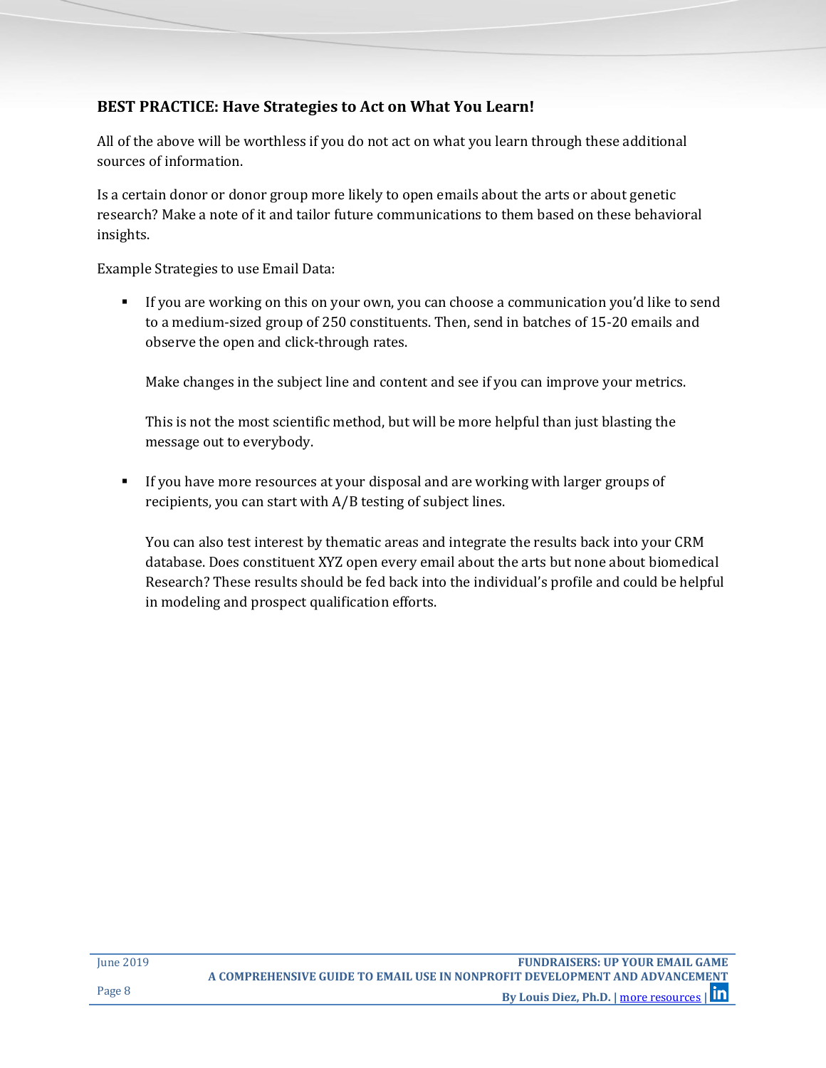**BEST PRACTICE: Have Strategies to Act on What You Learn!**

All of the above will be worthless if you do not act on what you learn through these additional sources of information.

Is a certain donor or donor group more likely to open emails about the arts or about genetic research? Make a note of it and tailor future communications to them based on these behavioral insights.

Example Strategies to use Email Data:

- If you are working on this on your own, you can choose a communication you'd like to send to a medium-sized group of 250 constituents. Then, send in batches of 15-20 emails and observe the open and click-through rates.

  Make changes in the subject line and content and see if you can improve your metrics.

  This is not the most scientific method, but will be more helpful than just blasting the message out to everybody.

- If you have more resources at your disposal and are working with larger groups of recipients, you can start with A/B testing of subject lines.

  You can also test interest by thematic areas and integrate the results back into your CRM database. Does constituent XYZ open every email about the arts but none about biomedical Research? These results should be fed back into the individual's profile and could be helpful in modeling and prospect qualification efforts.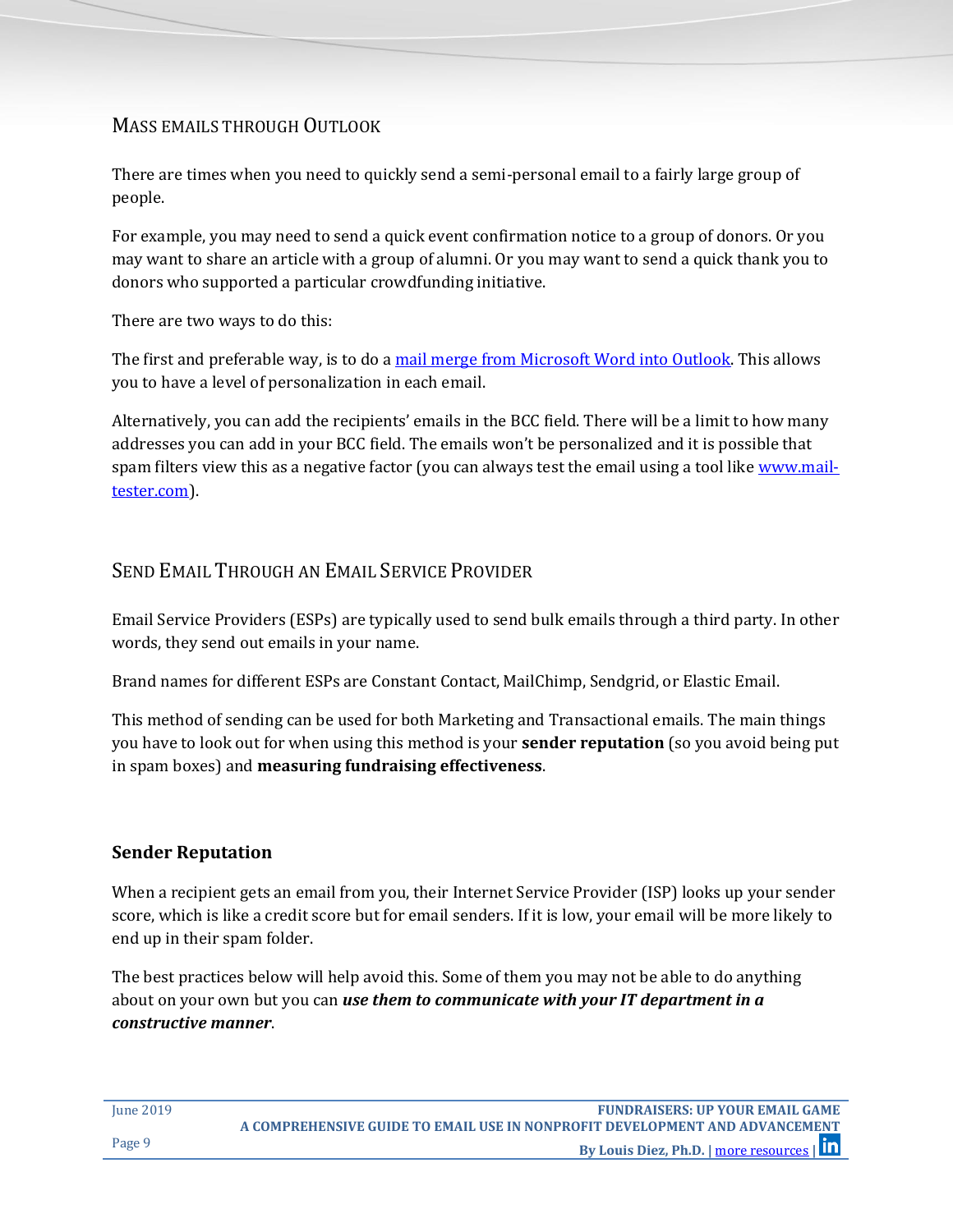## Mass emails through Outlook

There are times when you need to quickly send a semi-personal email to a fairly large group of people.

For example, you may need to send a quick event confirmation notice to a group of donors. Or you may want to share an article with a group of alumni. Or you may want to send a quick thank you to donors who supported a particular crowdfunding initiative.

There are two ways to do this:

The first and preferable way, is to do a mail merge from Microsoft Word into Outlook. This allows you to have a level of personalization in each email.

Alternatively, you can add the recipients' emails in the BCC field. There will be a limit to how many addresses you can add in your BCC field. The emails won't be personalized and it is possible that spam filters view this as a negative factor (you can always test the email using a tool like www.mail-tester.com).

## Send Email Through an Email Service Provider

Email Service Providers (ESPs) are typically used to send bulk emails through a third party. In other words, they send out emails in your name.

Brand names for different ESPs are Constant Contact, MailChimp, Sendgrid, or Elastic Email.

This method of sending can be used for both Marketing and Transactional emails. The main things you have to look out for when using this method is your **sender reputation** (so you avoid being put in spam boxes) and **measuring fundraising effectiveness**.

### Sender Reputation

When a recipient gets an email from you, their Internet Service Provider (ISP) looks up your sender score, which is like a credit score but for email senders. If it is low, your email will be more likely to end up in their spam folder.

The best practices below will help avoid this. Some of them you may not be able to do anything about on your own but you can ***use them to communicate with your IT department in a constructive manner***.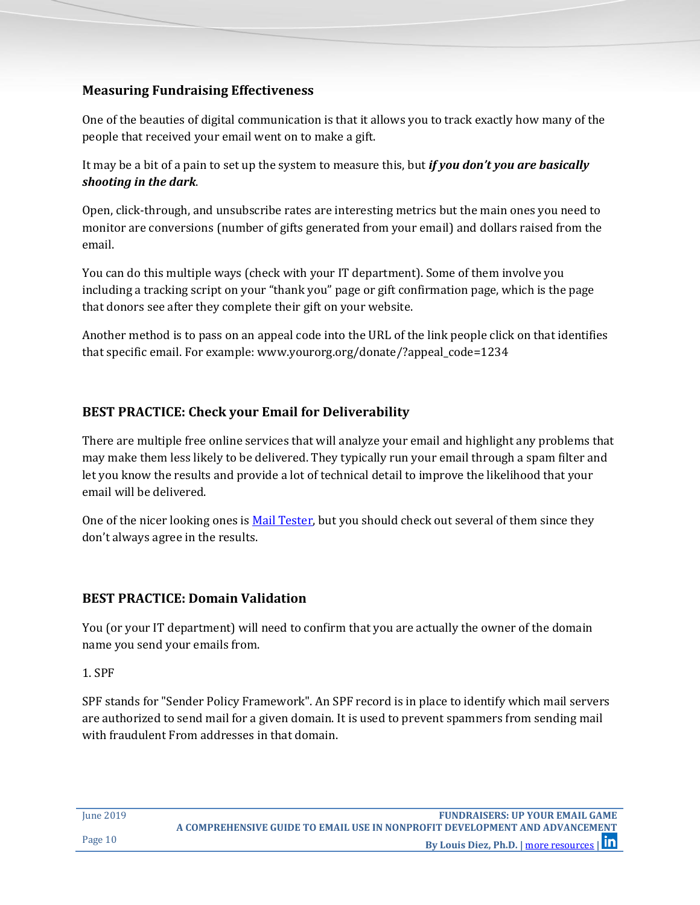### Measuring Fundraising Effectiveness

One of the beauties of digital communication is that it allows you to track exactly how many of the people that received your email went on to make a gift.

It may be a bit of a pain to set up the system to measure this, but ***if you don't you are basically shooting in the dark***.

Open, click-through, and unsubscribe rates are interesting metrics but the main ones you need to monitor are conversions (number of gifts generated from your email) and dollars raised from the email.

You can do this multiple ways (check with your IT department). Some of them involve you including a tracking script on your "thank you" page or gift confirmation page, which is the page that donors see after they complete their gift on your website.

Another method is to pass on an appeal code into the URL of the link people click on that identifies that specific email. For example: www.yourorg.org/donate/?appeal_code=1234

### BEST PRACTICE: Check your Email for Deliverability

There are multiple free online services that will analyze your email and highlight any problems that may make them less likely to be delivered. They typically run your email through a spam filter and let you know the results and provide a lot of technical detail to improve the likelihood that your email will be delivered.

One of the nicer looking ones is Mail Tester, but you should check out several of them since they don't always agree in the results.

### BEST PRACTICE: Domain Validation

You (or your IT department) will need to confirm that you are actually the owner of the domain name you send your emails from.

1. SPF

SPF stands for "Sender Policy Framework". An SPF record is in place to identify which mail servers are authorized to send mail for a given domain. It is used to prevent spammers from sending mail with fraudulent From addresses in that domain.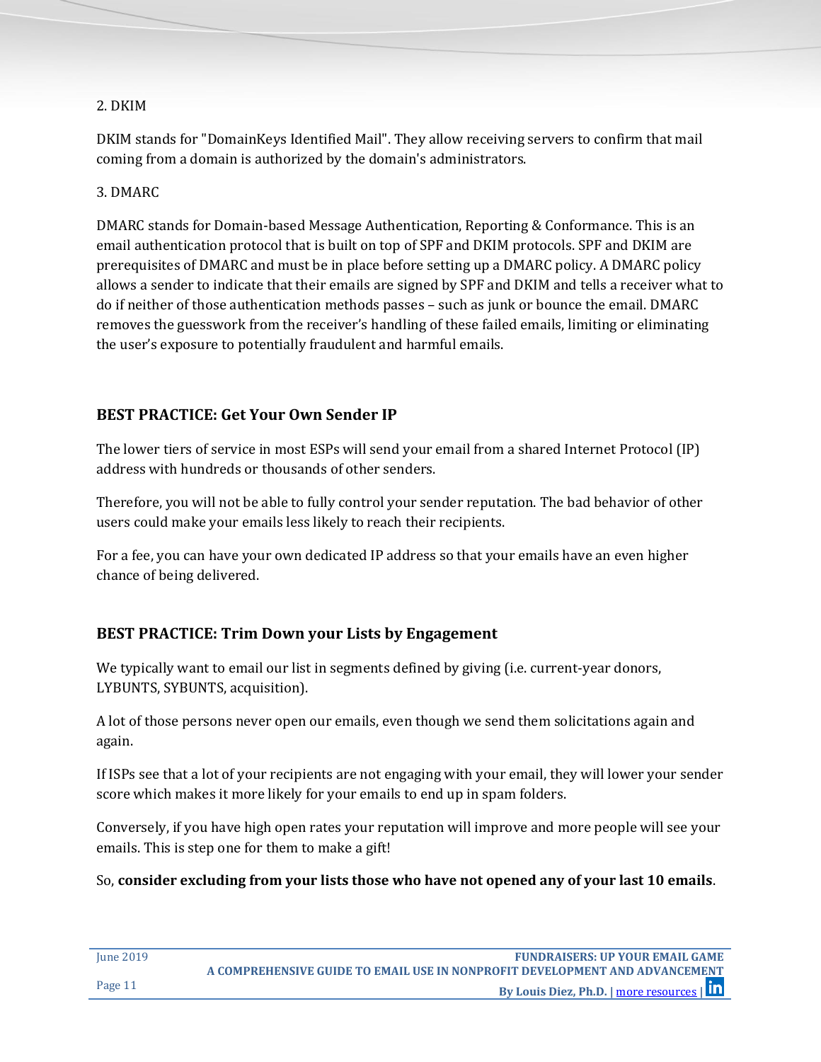2. DKIM

DKIM stands for "DomainKeys Identified Mail". They allow receiving servers to confirm that mail coming from a domain is authorized by the domain's administrators.

3. DMARC

DMARC stands for Domain-based Message Authentication, Reporting & Conformance. This is an email authentication protocol that is built on top of SPF and DKIM protocols. SPF and DKIM are prerequisites of DMARC and must be in place before setting up a DMARC policy. A DMARC policy allows a sender to indicate that their emails are signed by SPF and DKIM and tells a receiver what to do if neither of those authentication methods passes – such as junk or bounce the email. DMARC removes the guesswork from the receiver's handling of these failed emails, limiting or eliminating the user's exposure to potentially fraudulent and harmful emails.

### BEST PRACTICE: Get Your Own Sender IP

The lower tiers of service in most ESPs will send your email from a shared Internet Protocol (IP) address with hundreds or thousands of other senders.

Therefore, you will not be able to fully control your sender reputation. The bad behavior of other users could make your emails less likely to reach their recipients.

For a fee, you can have your own dedicated IP address so that your emails have an even higher chance of being delivered.

### BEST PRACTICE: Trim Down your Lists by Engagement

We typically want to email our list in segments defined by giving (i.e. current-year donors, LYBUNTS, SYBUNTS, acquisition).

A lot of those persons never open our emails, even though we send them solicitations again and again.

If ISPs see that a lot of your recipients are not engaging with your email, they will lower your sender score which makes it more likely for your emails to end up in spam folders.

Conversely, if you have high open rates your reputation will improve and more people will see your emails. This is step one for them to make a gift!

So, **consider excluding from your lists those who have not opened any of your last 10 emails**.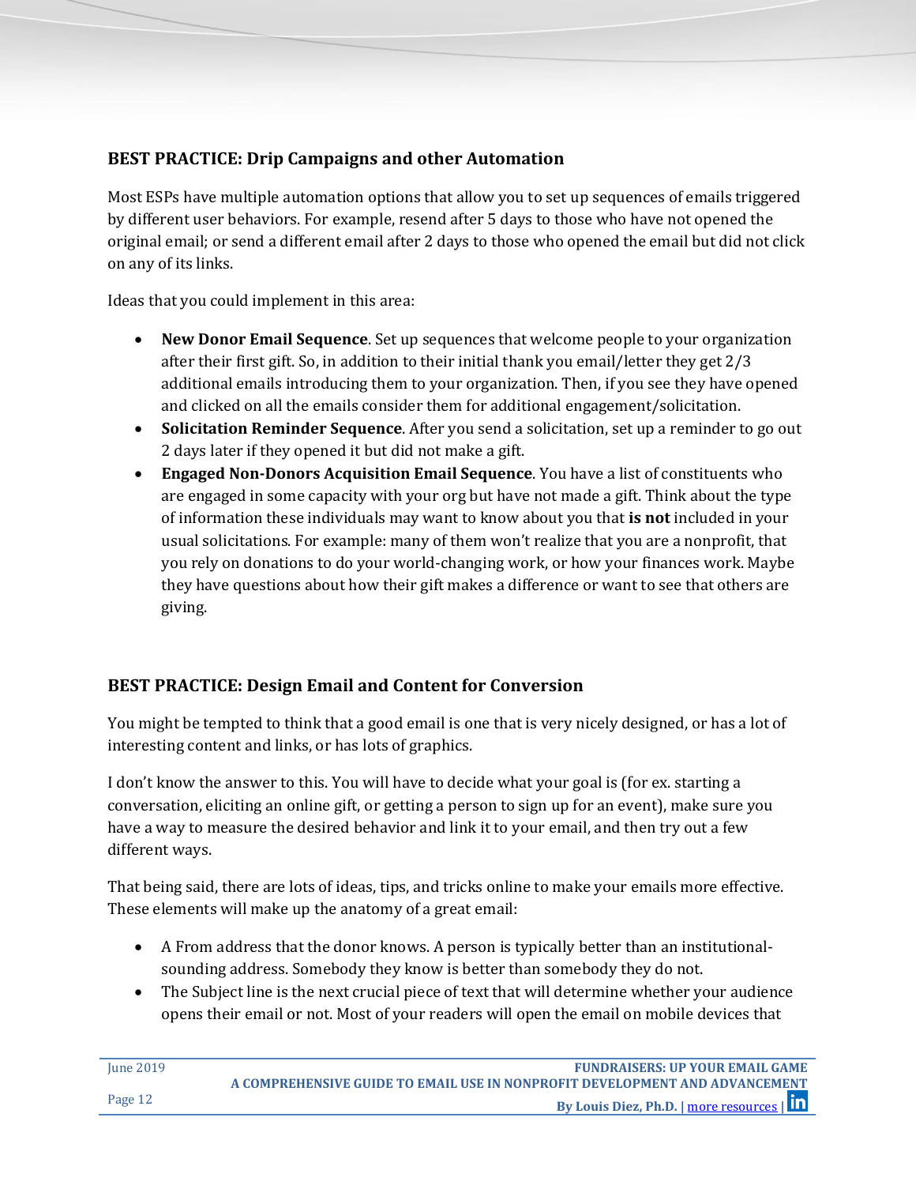## BEST PRACTICE: Drip Campaigns and other Automation

Most ESPs have multiple automation options that allow you to set up sequences of emails triggered by different user behaviors. For example, resend after 5 days to those who have not opened the original email; or send a different email after 2 days to those who opened the email but did not click on any of its links.

Ideas that you could implement in this area:

- **New Donor Email Sequence**. Set up sequences that welcome people to your organization after their first gift. So, in addition to their initial thank you email/letter they get 2/3 additional emails introducing them to your organization. Then, if you see they have opened and clicked on all the emails consider them for additional engagement/solicitation.
- **Solicitation Reminder Sequence**. After you send a solicitation, set up a reminder to go out 2 days later if they opened it but did not make a gift.
- **Engaged Non-Donors Acquisition Email Sequence**. You have a list of constituents who are engaged in some capacity with your org but have not made a gift. Think about the type of information these individuals may want to know about you that **is not** included in your usual solicitations. For example: many of them won't realize that you are a nonprofit, that you rely on donations to do your world-changing work, or how your finances work. Maybe they have questions about how their gift makes a difference or want to see that others are giving.

## BEST PRACTICE: Design Email and Content for Conversion

You might be tempted to think that a good email is one that is very nicely designed, or has a lot of interesting content and links, or has lots of graphics.

I don't know the answer to this. You will have to decide what your goal is (for ex. starting a conversation, eliciting an online gift, or getting a person to sign up for an event), make sure you have a way to measure the desired behavior and link it to your email, and then try out a few different ways.

That being said, there are lots of ideas, tips, and tricks online to make your emails more effective. These elements will make up the anatomy of a great email:

- A From address that the donor knows. A person is typically better than an institutional-sounding address. Somebody they know is better than somebody they do not.
- The Subject line is the next crucial piece of text that will determine whether your audience opens their email or not. Most of your readers will open the email on mobile devices that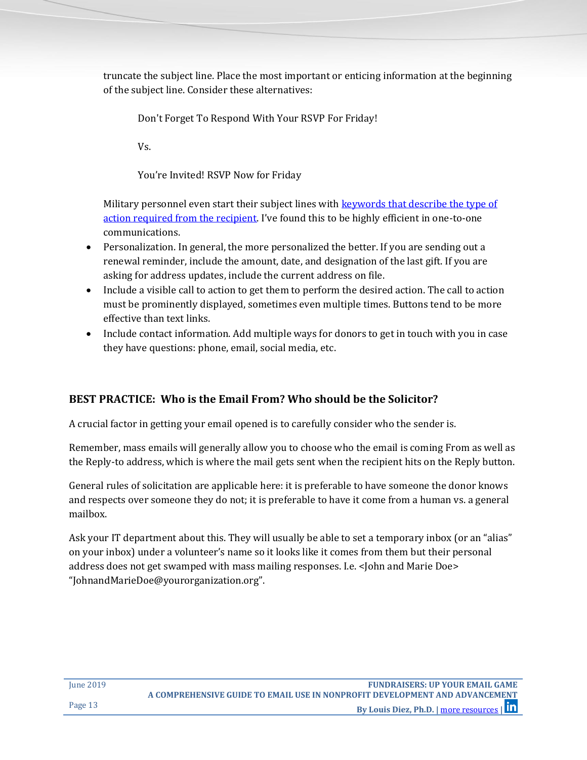truncate the subject line. Place the most important or enticing information at the beginning of the subject line. Consider these alternatives:

> Don't Forget To Respond With Your RSVP For Friday!
>
> Vs.
>
> You're Invited! RSVP Now for Friday

Military personnel even start their subject lines with keywords that describe the type of action required from the recipient. I've found this to be highly efficient in one-to-one communications.

- Personalization. In general, the more personalized the better. If you are sending out a renewal reminder, include the amount, date, and designation of the last gift. If you are asking for address updates, include the current address on file.
- Include a visible call to action to get them to perform the desired action. The call to action must be prominently displayed, sometimes even multiple times. Buttons tend to be more effective than text links.
- Include contact information. Add multiple ways for donors to get in touch with you in case they have questions: phone, email, social media, etc.

## BEST PRACTICE: Who is the Email From? Who should be the Solicitor?

A crucial factor in getting your email opened is to carefully consider who the sender is.

Remember, mass emails will generally allow you to choose who the email is coming From as well as the Reply-to address, which is where the mail gets sent when the recipient hits on the Reply button.

General rules of solicitation are applicable here: it is preferable to have someone the donor knows and respects over someone they do not; it is preferable to have it come from a human vs. a general mailbox.

Ask your IT department about this. They will usually be able to set a temporary inbox (or an "alias" on your inbox) under a volunteer's name so it looks like it comes from them but their personal address does not get swamped with mass mailing responses. I.e. <John and Marie Doe> "JohnandMarieDoe@yourorganization.org".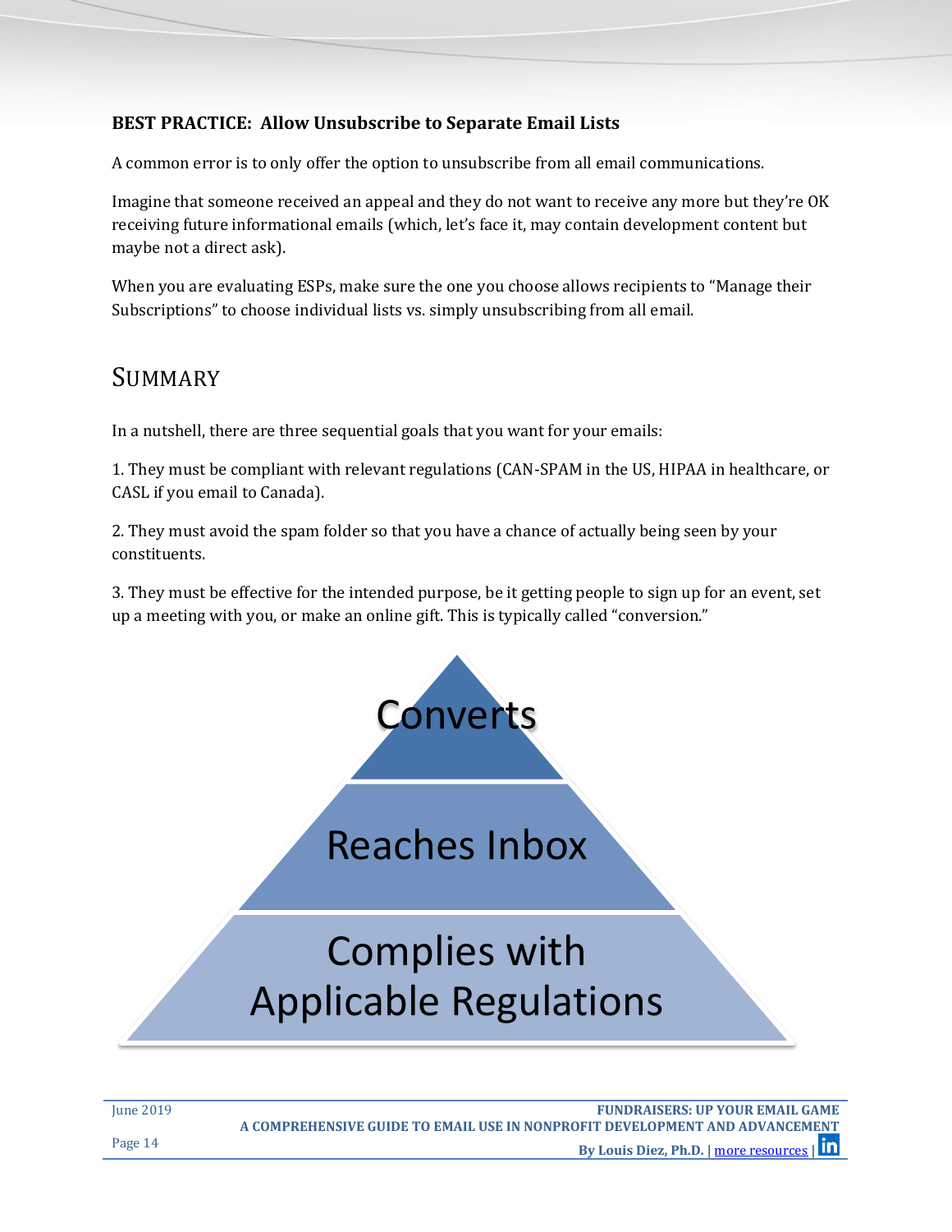**BEST PRACTICE: Allow Unsubscribe to Separate Email Lists**

A common error is to only offer the option to unsubscribe from all email communications.

Imagine that someone received an appeal and they do not want to receive any more but they're OK receiving future informational emails (which, let's face it, may contain development content but maybe not a direct ask).

When you are evaluating ESPs, make sure the one you choose allows recipients to "Manage their Subscriptions" to choose individual lists vs. simply unsubscribing from all email.

## SUMMARY

In a nutshell, there are three sequential goals that you want for your emails:

1. They must be compliant with relevant regulations (CAN-SPAM in the US, HIPAA in healthcare, or CASL if you email to Canada).

2. They must avoid the spam folder so that you have a chance of actually being seen by your constituents.

3. They must be effective for the intended purpose, be it getting people to sign up for an event, set up a meeting with you, or make an online gift. This is typically called "conversion."

Converts

Reaches Inbox

Complies with Applicable Regulations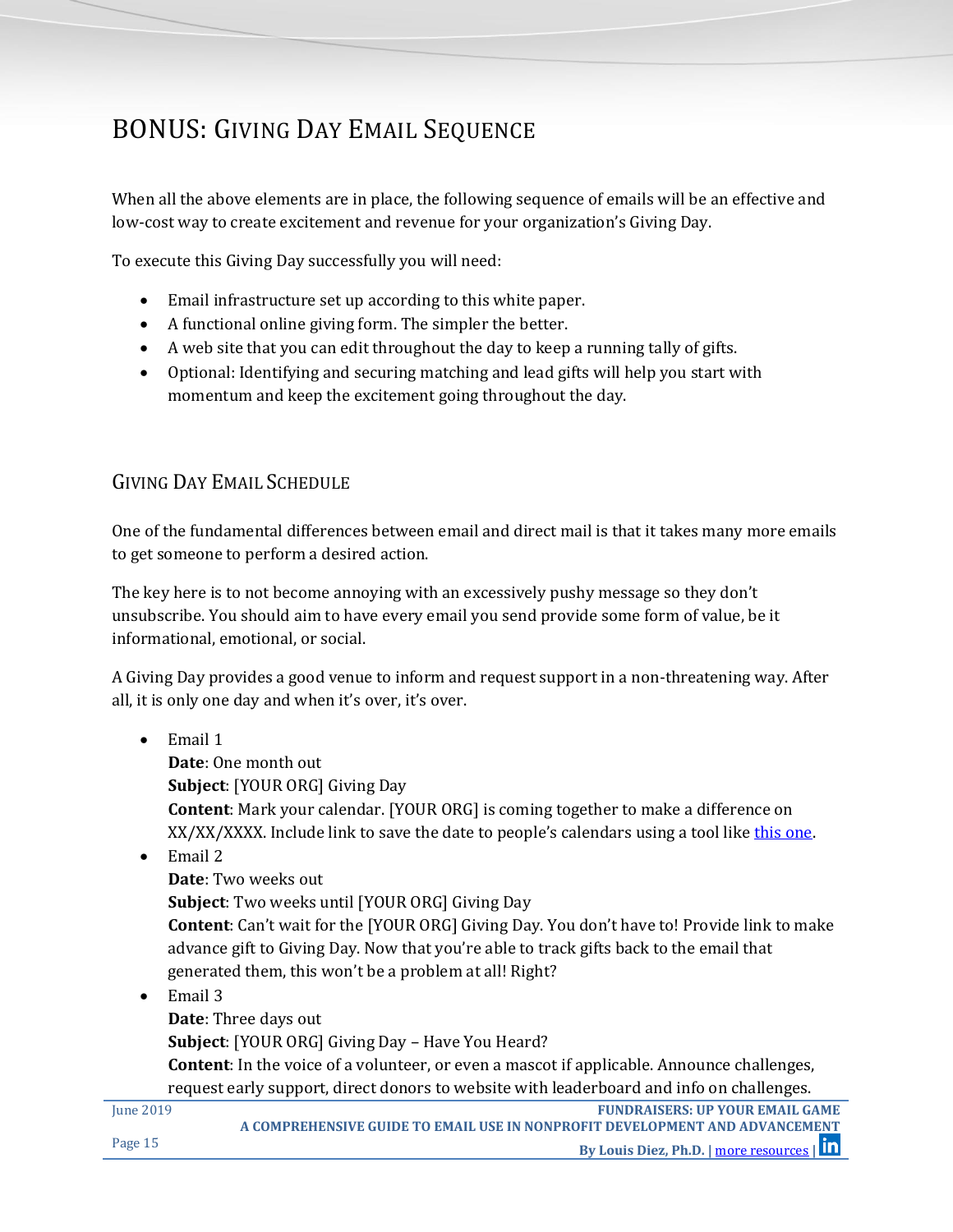# BONUS: Giving Day Email Sequence

When all the above elements are in place, the following sequence of emails will be an effective and low-cost way to create excitement and revenue for your organization's Giving Day.

To execute this Giving Day successfully you will need:

- Email infrastructure set up according to this white paper.
- A functional online giving form. The simpler the better.
- A web site that you can edit throughout the day to keep a running tally of gifts.
- Optional: Identifying and securing matching and lead gifts will help you start with momentum and keep the excitement going throughout the day.

## Giving Day Email Schedule

One of the fundamental differences between email and direct mail is that it takes many more emails to get someone to perform a desired action.

The key here is to not become annoying with an excessively pushy message so they don't unsubscribe. You should aim to have every email you send provide some form of value, be it informational, emotional, or social.

A Giving Day provides a good venue to inform and request support in a non-threatening way. After all, it is only one day and when it's over, it's over.

- Email 1
  **Date**: One month out
  **Subject**: [YOUR ORG] Giving Day
  **Content**: Mark your calendar. [YOUR ORG] is coming together to make a difference on XX/XX/XXXX. Include link to save the date to people's calendars using a tool like this one.
- Email 2
  **Date**: Two weeks out
  **Subject**: Two weeks until [YOUR ORG] Giving Day
  **Content**: Can't wait for the [YOUR ORG] Giving Day. You don't have to! Provide link to make advance gift to Giving Day. Now that you're able to track gifts back to the email that generated them, this won't be a problem at all! Right?
- Email 3
  **Date**: Three days out
  **Subject**: [YOUR ORG] Giving Day – Have You Heard?
  **Content**: In the voice of a volunteer, or even a mascot if applicable. Announce challenges, request early support, direct donors to website with leaderboard and info on challenges.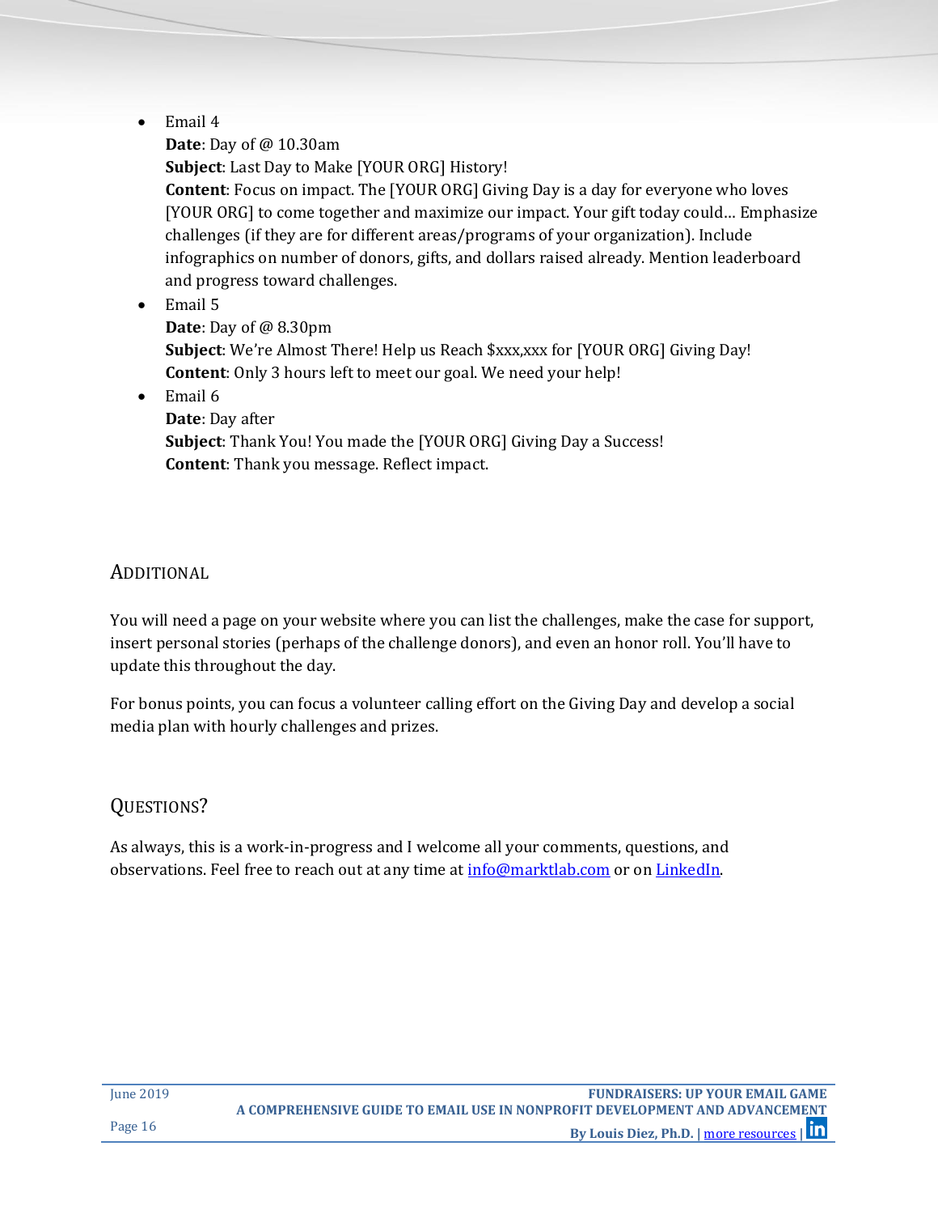- Email 4
  **Date**: Day of @ 10.30am
  **Subject**: Last Day to Make [YOUR ORG] History!
  **Content**: Focus on impact. The [YOUR ORG] Giving Day is a day for everyone who loves [YOUR ORG] to come together and maximize our impact. Your gift today could… Emphasize challenges (if they are for different areas/programs of your organization). Include infographics on number of donors, gifts, and dollars raised already. Mention leaderboard and progress toward challenges.
- Email 5
  **Date**: Day of @ 8.30pm
  **Subject**: We're Almost There! Help us Reach $xxx,xxx for [YOUR ORG] Giving Day!
  **Content**: Only 3 hours left to meet our goal. We need your help!
- Email 6
  **Date**: Day after
  **Subject**: Thank You! You made the [YOUR ORG] Giving Day a Success!
  **Content**: Thank you message. Reflect impact.

## Additional

You will need a page on your website where you can list the challenges, make the case for support, insert personal stories (perhaps of the challenge donors), and even an honor roll. You'll have to update this throughout the day.

For bonus points, you can focus a volunteer calling effort on the Giving Day and develop a social media plan with hourly challenges and prizes.

## Questions?

As always, this is a work-in-progress and I welcome all your comments, questions, and observations. Feel free to reach out at any time at info@marktlab.com or on LinkedIn.